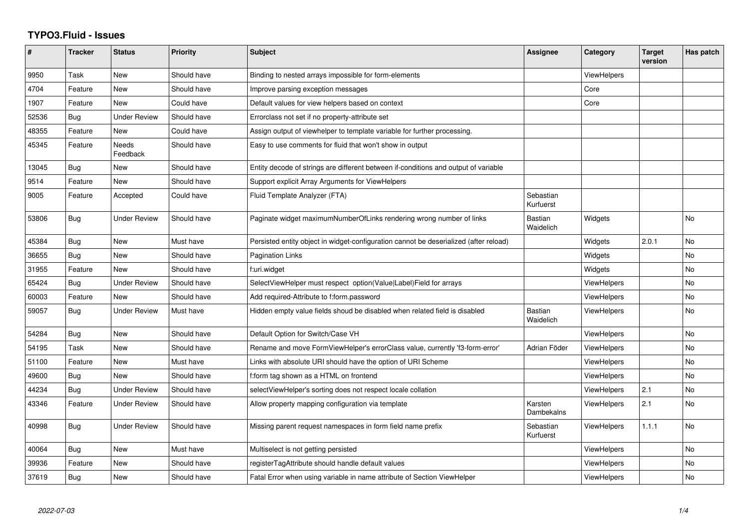# TYPO3.Fluid - Issues

| # | Tracker | Status | Priority | Subject | Assignee | Category | Target version | Has patch |
|---|---|---|---|---|---|---|---|---|
| 9950 | Task | New | Should have | Binding to nested arrays impossible for form-elements | | ViewHelpers | | |
| 4704 | Feature | New | Should have | Improve parsing exception messages | | Core | | |
| 1907 | Feature | New | Could have | Default values for view helpers based on context | | Core | | |
| 52536 | Bug | Under Review | Should have | Errorclass not set if no property-attribute set | | | | |
| 48355 | Feature | New | Could have | Assign output of viewhelper to template variable for further processing. | | | | |
| 45345 | Feature | Needs Feedback | Should have | Easy to use comments for fluid that won't show in output | | | | |
| 13045 | Bug | New | Should have | Entity decode of strings are different between if-conditions and output of variable | | | | |
| 9514 | Feature | New | Should have | Support explicit Array Arguments for ViewHelpers | | | | |
| 9005 | Feature | Accepted | Could have | Fluid Template Analyzer (FTA) | Sebastian Kurfuerst | | | |
| 53806 | Bug | Under Review | Should have | Paginate widget maximumNumberOfLinks rendering wrong number of links | Bastian Waidelich | Widgets | | No |
| 45384 | Bug | New | Must have | Persisted entity object in widget-configuration cannot be deserialized (after reload) | | Widgets | 2.0.1 | No |
| 36655 | Bug | New | Should have | Pagination Links | | Widgets | | No |
| 31955 | Feature | New | Should have | f:uri.widget | | Widgets | | No |
| 65424 | Bug | Under Review | Should have | SelectViewHelper must respect option(Value\|Label)Field for arrays | | ViewHelpers | | No |
| 60003 | Feature | New | Should have | Add required-Attribute to f:form.password | | ViewHelpers | | No |
| 59057 | Bug | Under Review | Must have | Hidden empty value fields shoud be disabled when related field is disabled | Bastian Waidelich | ViewHelpers | | No |
| 54284 | Bug | New | Should have | Default Option for Switch/Case VH | | ViewHelpers | | No |
| 54195 | Task | New | Should have | Rename and move FormViewHelper's errorClass value, currently 'f3-form-error' | Adrian Föder | ViewHelpers | | No |
| 51100 | Feature | New | Must have | Links with absolute URI should have the option of URI Scheme | | ViewHelpers | | No |
| 49600 | Bug | New | Should have | f:form tag shown as a HTML on frontend | | ViewHelpers | | No |
| 44234 | Bug | Under Review | Should have | selectViewHelper's sorting does not respect locale collation | | ViewHelpers | 2.1 | No |
| 43346 | Feature | Under Review | Should have | Allow property mapping configuration via template | Karsten Dambekalns | ViewHelpers | 2.1 | No |
| 40998 | Bug | Under Review | Should have | Missing parent request namespaces in form field name prefix | Sebastian Kurfuerst | ViewHelpers | 1.1.1 | No |
| 40064 | Bug | New | Must have | Multiselect is not getting persisted | | ViewHelpers | | No |
| 39936 | Feature | New | Should have | registerTagAttribute should handle default values | | ViewHelpers | | No |
| 37619 | Bug | New | Should have | Fatal Error when using variable in name attribute of Section ViewHelper | | ViewHelpers | | No |

*2022-07-03*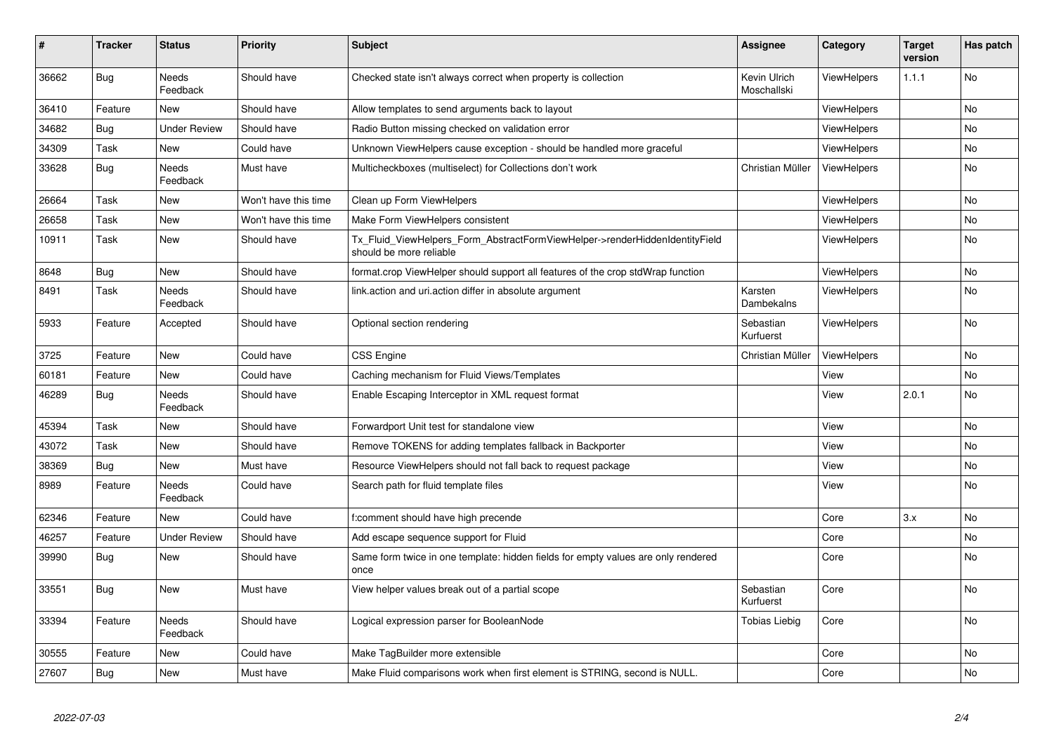| # | Tracker | Status | Priority | Subject | Assignee | Category | Target version | Has patch |
|---|---|---|---|---|---|---|---|---|
| 36662 | Bug | Needs Feedback | Should have | Checked state isn't always correct when property is collection | Kevin Ulrich Moschallski | ViewHelpers | 1.1.1 | No |
| 36410 | Feature | New | Should have | Allow templates to send arguments back to layout | | ViewHelpers | | No |
| 34682 | Bug | Under Review | Should have | Radio Button missing checked on validation error | | ViewHelpers | | No |
| 34309 | Task | New | Could have | Unknown ViewHelpers cause exception - should be handled more graceful | | ViewHelpers | | No |
| 33628 | Bug | Needs Feedback | Must have | Multicheckboxes (multiselect) for Collections don't work | Christian Müller | ViewHelpers | | No |
| 26664 | Task | New | Won't have this time | Clean up Form ViewHelpers | | ViewHelpers | | No |
| 26658 | Task | New | Won't have this time | Make Form ViewHelpers consistent | | ViewHelpers | | No |
| 10911 | Task | New | Should have | Tx_Fluid_ViewHelpers_Form_AbstractFormViewHelper->renderHiddenIdentityField should be more reliable | | ViewHelpers | | No |
| 8648 | Bug | New | Should have | format.crop ViewHelper should support all features of the crop stdWrap function | | ViewHelpers | | No |
| 8491 | Task | Needs Feedback | Should have | link.action and uri.action differ in absolute argument | Karsten Dambekalns | ViewHelpers | | No |
| 5933 | Feature | Accepted | Should have | Optional section rendering | Sebastian Kurfuerst | ViewHelpers | | No |
| 3725 | Feature | New | Could have | CSS Engine | Christian Müller | ViewHelpers | | No |
| 60181 | Feature | New | Could have | Caching mechanism for Fluid Views/Templates | | View | | No |
| 46289 | Bug | Needs Feedback | Should have | Enable Escaping Interceptor in XML request format | | View | 2.0.1 | No |
| 45394 | Task | New | Should have | Forwardport Unit test for standalone view | | View | | No |
| 43072 | Task | New | Should have | Remove TOKENS for adding templates fallback in Backporter | | View | | No |
| 38369 | Bug | New | Must have | Resource ViewHelpers should not fall back to request package | | View | | No |
| 8989 | Feature | Needs Feedback | Could have | Search path for fluid template files | | View | | No |
| 62346 | Feature | New | Could have | f:comment should have high precende | | Core | 3.x | No |
| 46257 | Feature | Under Review | Should have | Add escape sequence support for Fluid | | Core | | No |
| 39990 | Bug | New | Should have | Same form twice in one template: hidden fields for empty values are only rendered once | | Core | | No |
| 33551 | Bug | New | Must have | View helper values break out of a partial scope | Sebastian Kurfuerst | Core | | No |
| 33394 | Feature | Needs Feedback | Should have | Logical expression parser for BooleanNode | Tobias Liebig | Core | | No |
| 30555 | Feature | New | Could have | Make TagBuilder more extensible | | Core | | No |
| 27607 | Bug | New | Must have | Make Fluid comparisons work when first element is STRING, second is NULL. | | Core | | No |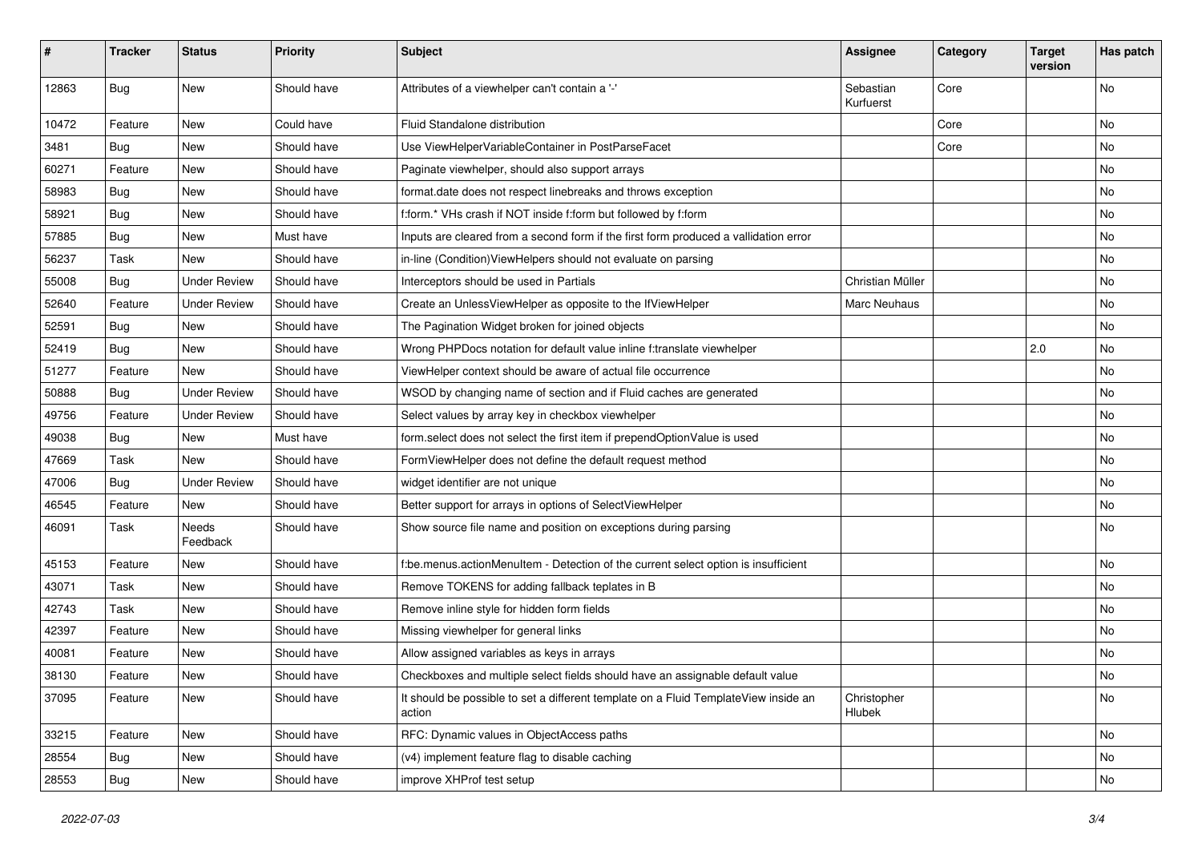| # | Tracker | Status | Priority | Subject | Assignee | Category | Target version | Has patch |
|---|---|---|---|---|---|---|---|---|
| 12863 | Bug | New | Should have | Attributes of a viewhelper can't contain a '-' | Sebastian Kurfuerst | Core | | No |
| 10472 | Feature | New | Could have | Fluid Standalone distribution | | Core | | No |
| 3481 | Bug | New | Should have | Use ViewHelperVariableContainer in PostParseFacet | | Core | | No |
| 60271 | Feature | New | Should have | Paginate viewhelper, should also support arrays | | | | No |
| 58983 | Bug | New | Should have | format.date does not respect linebreaks and throws exception | | | | No |
| 58921 | Bug | New | Should have | f:form.* VHs crash if NOT inside f:form but followed by f:form | | | | No |
| 57885 | Bug | New | Must have | Inputs are cleared from a second form if the first form produced a vallidation error | | | | No |
| 56237 | Task | New | Should have | in-line (Condition)ViewHelpers should not evaluate on parsing | | | | No |
| 55008 | Bug | Under Review | Should have | Interceptors should be used in Partials | Christian Müller | | | No |
| 52640 | Feature | Under Review | Should have | Create an UnlessViewHelper as opposite to the IfViewHelper | Marc Neuhaus | | | No |
| 52591 | Bug | New | Should have | The Pagination Widget broken for joined objects | | | | No |
| 52419 | Bug | New | Should have | Wrong PHPDocs notation for default value inline f:translate viewhelper | | | 2.0 | No |
| 51277 | Feature | New | Should have | ViewHelper context should be aware of actual file occurrence | | | | No |
| 50888 | Bug | Under Review | Should have | WSOD by changing name of section and if Fluid caches are generated | | | | No |
| 49756 | Feature | Under Review | Should have | Select values by array key in checkbox viewhelper | | | | No |
| 49038 | Bug | New | Must have | form.select does not select the first item if prependOptionValue is used | | | | No |
| 47669 | Task | New | Should have | FormViewHelper does not define the default request method | | | | No |
| 47006 | Bug | Under Review | Should have | widget identifier are not unique | | | | No |
| 46545 | Feature | New | Should have | Better support for arrays in options of SelectViewHelper | | | | No |
| 46091 | Task | Needs Feedback | Should have | Show source file name and position on exceptions during parsing | | | | No |
| 45153 | Feature | New | Should have | f:be.menus.actionMenuItem - Detection of the current select option is insufficient | | | | No |
| 43071 | Task | New | Should have | Remove TOKENS for adding fallback teplates in B | | | | No |
| 42743 | Task | New | Should have | Remove inline style for hidden form fields | | | | No |
| 42397 | Feature | New | Should have | Missing viewhelper for general links | | | | No |
| 40081 | Feature | New | Should have | Allow assigned variables as keys in arrays | | | | No |
| 38130 | Feature | New | Should have | Checkboxes and multiple select fields should have an assignable default value | | | | No |
| 37095 | Feature | New | Should have | It should be possible to set a different template on a Fluid TemplateView inside an action | Christopher Hlubek | | | No |
| 33215 | Feature | New | Should have | RFC: Dynamic values in ObjectAccess paths | | | | No |
| 28554 | Bug | New | Should have | (v4) implement feature flag to disable caching | | | | No |
| 28553 | Bug | New | Should have | improve XHProf test setup | | | | No |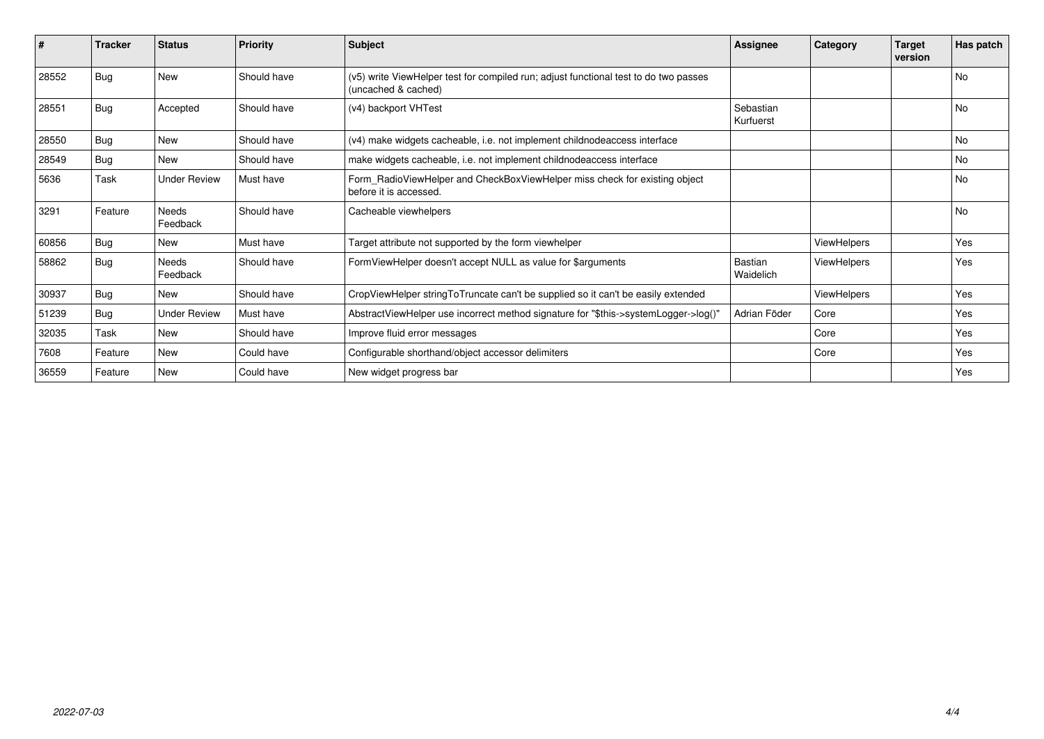| # | Tracker | Status | Priority | Subject | Assignee | Category | Target version | Has patch |
|---|---|---|---|---|---|---|---|---|
| 28552 | Bug | New | Should have | (v5) write ViewHelper test for compiled run; adjust functional test to do two passes (uncached & cached) | | | | No |
| 28551 | Bug | Accepted | Should have | (v4) backport VHTest | Sebastian Kurfuerst | | | No |
| 28550 | Bug | New | Should have | (v4) make widgets cacheable, i.e. not implement childnodeaccess interface | | | | No |
| 28549 | Bug | New | Should have | make widgets cacheable, i.e. not implement childnodeaccess interface | | | | No |
| 5636 | Task | Under Review | Must have | Form_RadioViewHelper and CheckBoxViewHelper miss check for existing object before it is accessed. | | | | No |
| 3291 | Feature | Needs Feedback | Should have | Cacheable viewhelpers | | | | No |
| 60856 | Bug | New | Must have | Target attribute not supported by the form viewhelper | | ViewHelpers | | Yes |
| 58862 | Bug | Needs Feedback | Should have | FormViewHelper doesn't accept NULL as value for $arguments | Bastian Waidelich | ViewHelpers | | Yes |
| 30937 | Bug | New | Should have | CropViewHelper stringToTruncate can't be supplied so it can't be easily extended | | ViewHelpers | | Yes |
| 51239 | Bug | Under Review | Must have | AbstractViewHelper use incorrect method signature for "$this->systemLogger->log()" | Adrian Föder | Core | | Yes |
| 32035 | Task | New | Should have | Improve fluid error messages | | Core | | Yes |
| 7608 | Feature | New | Could have | Configurable shorthand/object accessor delimiters | | Core | | Yes |
| 36559 | Feature | New | Could have | New widget progress bar | | | | Yes |

2022-07-03